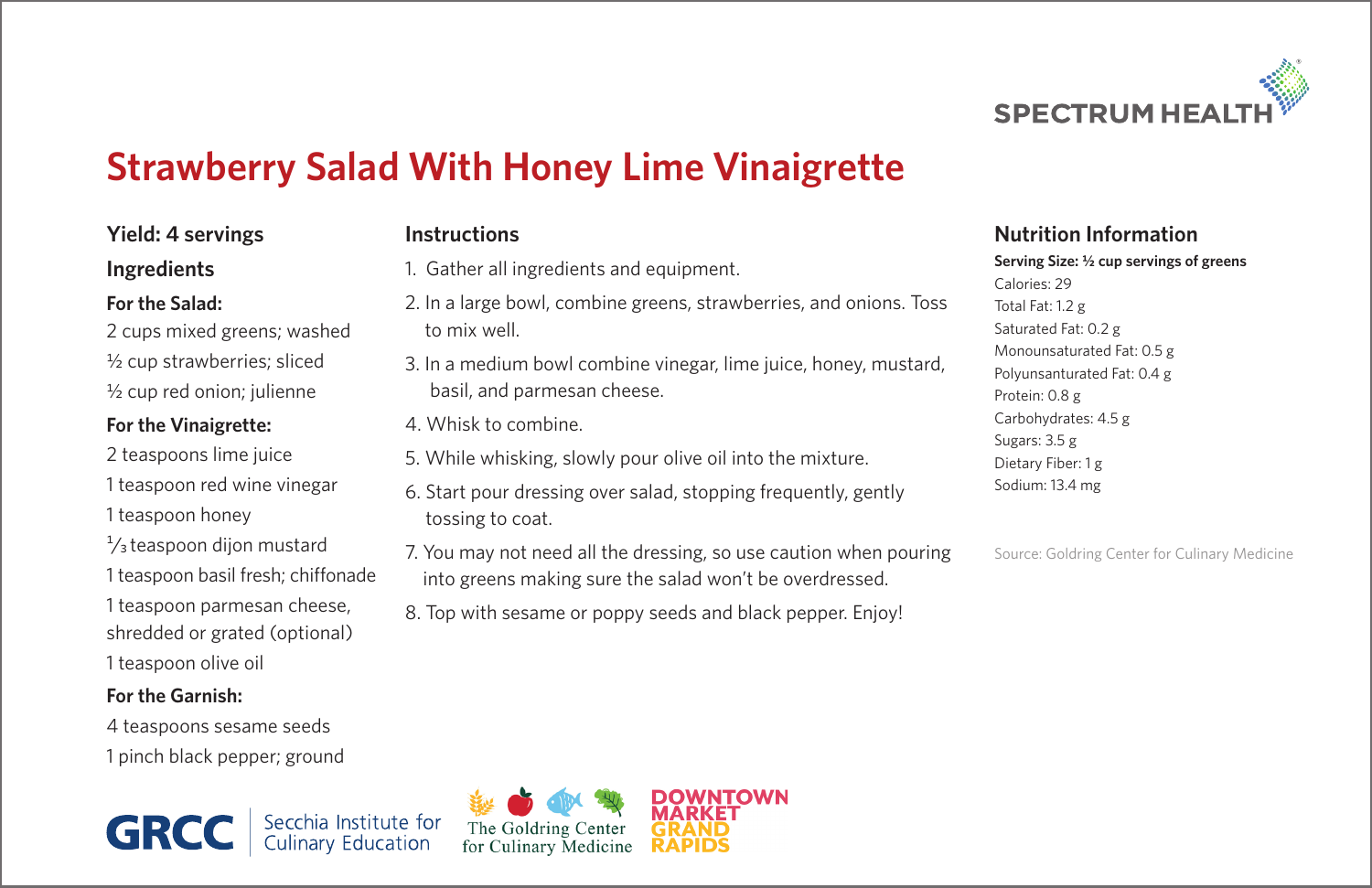SPECTRUM HEALTH

# Strawberry Salad With Honey Lime Vinaigrette

**Yield: 4 servings**

## Ingredients

**For the Salad:**

2 cups mixed greens; washed
½ cup strawberries; sliced
½ cup red onion; julienne

**For the Vinaigrette:**

2 teaspoons lime juice
1 teaspoon red wine vinegar
1 teaspoon honey
⅓ teaspoon dijon mustard
1 teaspoon basil fresh; chiffonade
1 teaspoon parmesan cheese, shredded or grated (optional)
1 teaspoon olive oil

**For the Garnish:**

4 teaspoons sesame seeds
1 pinch black pepper; ground

## Instructions

1. Gather all ingredients and equipment.
2. In a large bowl, combine greens, strawberries, and onions. Toss to mix well.
3. In a medium bowl combine vinegar, lime juice, honey, mustard, basil, and parmesan cheese.
4. Whisk to combine.
5. While whisking, slowly pour olive oil into the mixture.
6. Start pour dressing over salad, stopping frequently, gently tossing to coat.
7. You may not need all the dressing, so use caution when pouring into greens making sure the salad won't be overdressed.
8. Top with sesame or poppy seeds and black pepper. Enjoy!

## Nutrition Information

**Serving Size: ½ cup servings of greens**

Calories: 29
Total Fat: 1.2 g
Saturated Fat: 0.2 g
Monounsaturated Fat: 0.5 g
Polyunsanturated Fat: 0.4 g
Protein: 0.8 g
Carbohydrates: 4.5 g
Sugars: 3.5 g
Dietary Fiber: 1 g
Sodium: 13.4 mg

Source: Goldring Center for Culinary Medicine

GRCC Secchia Institute for Culinary Education | The Goldring Center for Culinary Medicine | DOWNTOWN MARKET GRAND RAPIDS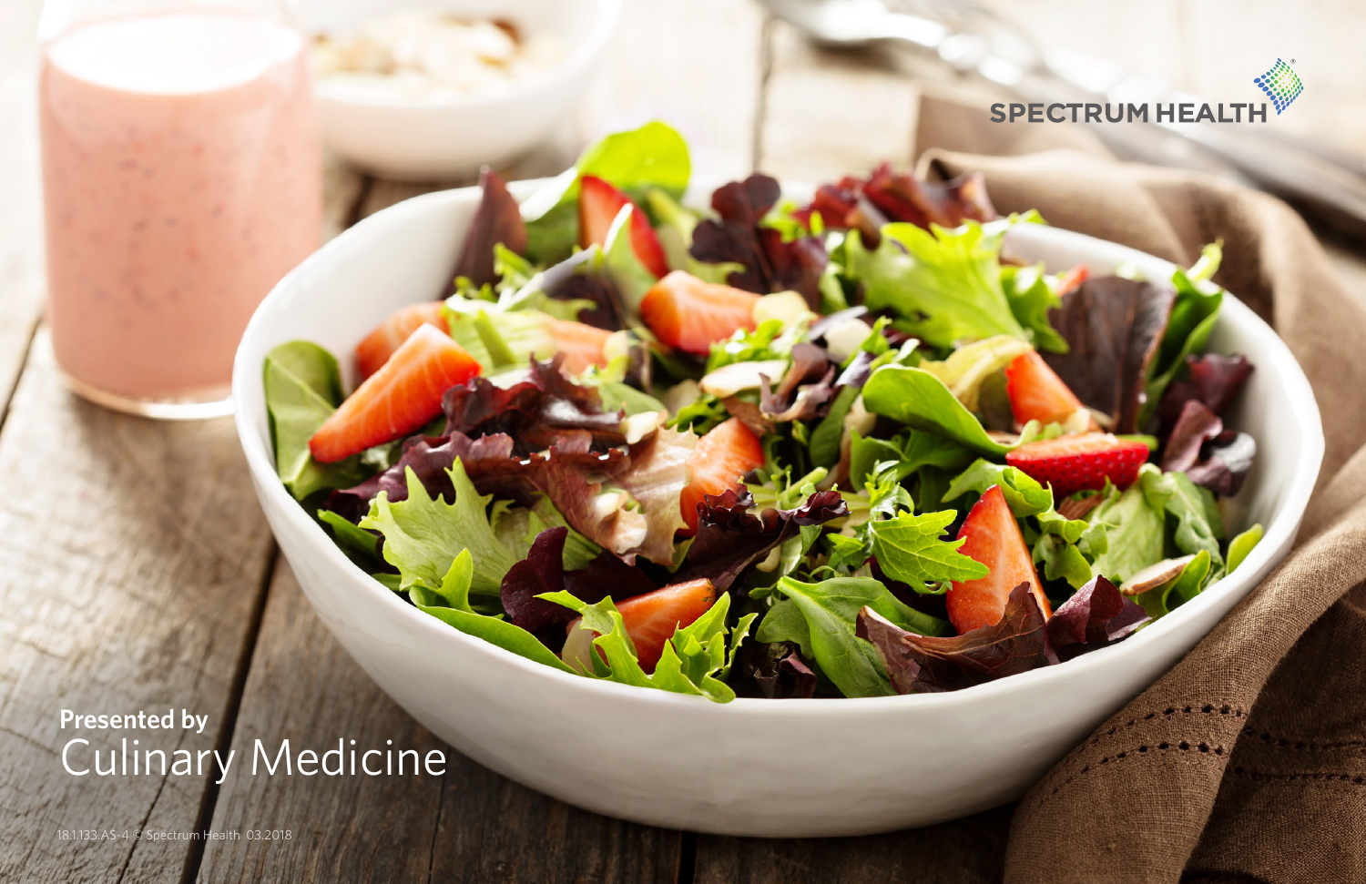SPECTRUM HEALTH

**Presented by**
Culinary Medicine

18.1.133.AS-4 © Spectrum Health 03.2018